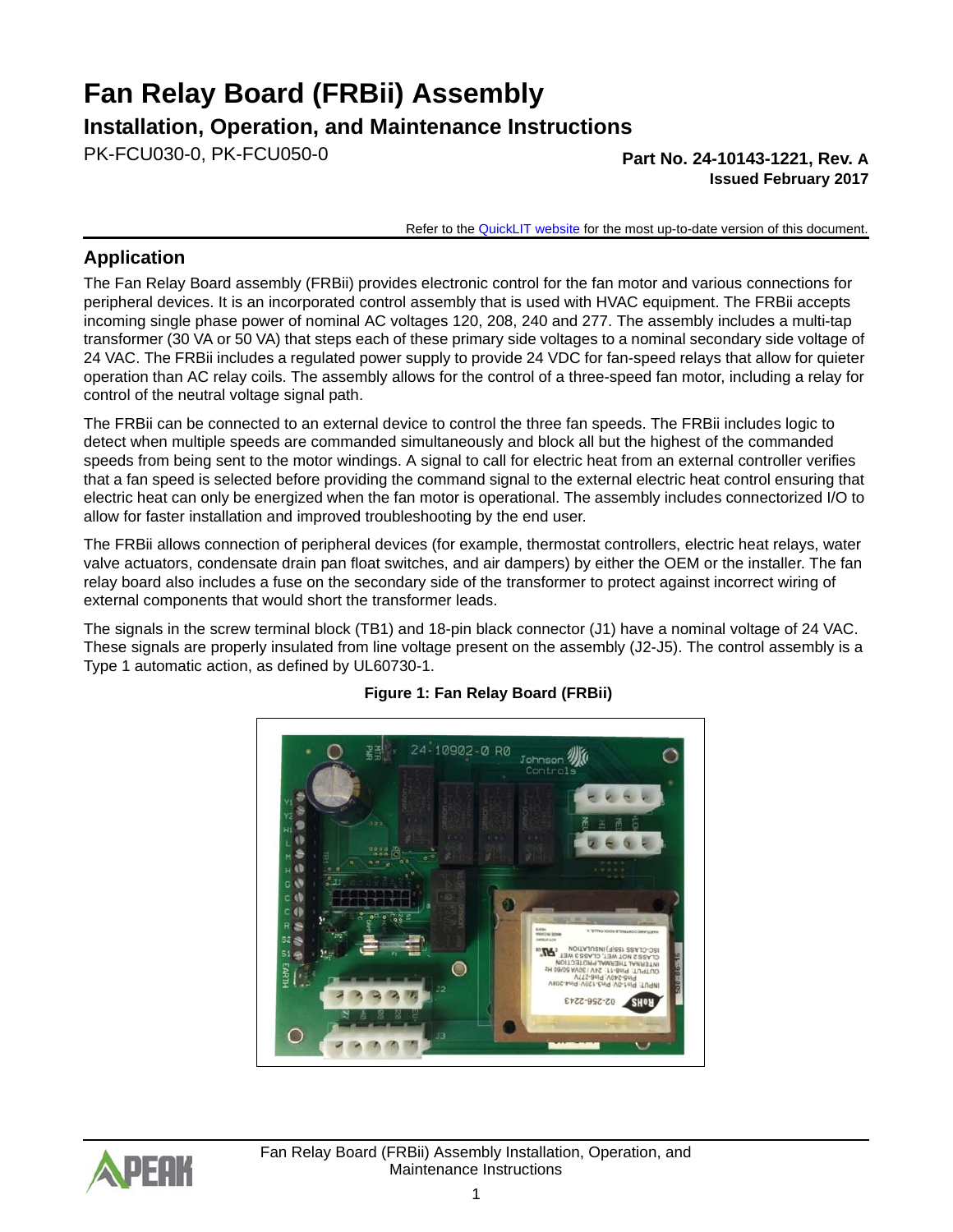# Fan Relay Board (FRBii) Assembly

## Installation, Operation, and Maintenance Instructions

PK-FCU030-0, PK-FCU050-0

**Part No. 24-10143-1221, Rev. A**
**Issued February 2017**

Refer to the QuickLIT website for the most up-to-date version of this document.

## Application

The Fan Relay Board assembly (FRBii) provides electronic control for the fan motor and various connections for peripheral devices. It is an incorporated control assembly that is used with HVAC equipment. The FRBii accepts incoming single phase power of nominal AC voltages 120, 208, 240 and 277. The assembly includes a multi-tap transformer (30 VA or 50 VA) that steps each of these primary side voltages to a nominal secondary side voltage of 24 VAC. The FRBii includes a regulated power supply to provide 24 VDC for fan-speed relays that allow for quieter operation than AC relay coils. The assembly allows for the control of a three-speed fan motor, including a relay for control of the neutral voltage signal path.

The FRBii can be connected to an external device to control the three fan speeds. The FRBii includes logic to detect when multiple speeds are commanded simultaneously and block all but the highest of the commanded speeds from being sent to the motor windings. A signal to call for electric heat from an external controller verifies that a fan speed is selected before providing the command signal to the external electric heat control ensuring that electric heat can only be energized when the fan motor is operational. The assembly includes connectorized I/O to allow for faster installation and improved troubleshooting by the end user.

The FRBii allows connection of peripheral devices (for example, thermostat controllers, electric heat relays, water valve actuators, condensate drain pan float switches, and air dampers) by either the OEM or the installer. The fan relay board also includes a fuse on the secondary side of the transformer to protect against incorrect wiring of external components that would short the transformer leads.

The signals in the screw terminal block (TB1) and 18-pin black connector (J1) have a nominal voltage of 24 VAC. These signals are properly insulated from line voltage present on the assembly (J2-J5). The control assembly is a Type 1 automatic action, as defined by UL60730-1.

**Figure 1: Fan Relay Board (FRBii)**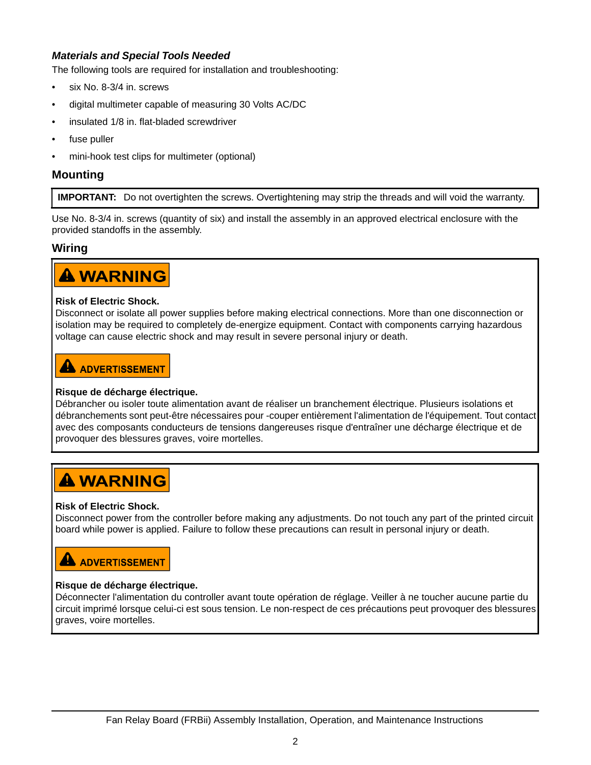### *Materials and Special Tools Needed*

The following tools are required for installation and troubleshooting:

- six No. 8-3/4 in. screws
- digital multimeter capable of measuring 30 Volts AC/DC
- insulated 1/8 in. flat-bladed screwdriver
- fuse puller
- mini-hook test clips for multimeter (optional)

## Mounting

**IMPORTANT:** Do not overtighten the screws. Overtightening may strip the threads and will void the warranty.

Use No. 8-3/4 in. screws (quantity of six) and install the assembly in an approved electrical enclosure with the provided standoffs in the assembly.

## Wiring

**⚠ WARNING**

**Risk of Electric Shock.**
Disconnect or isolate all power supplies before making electrical connections. More than one disconnection or isolation may be required to completely de-energize equipment. Contact with components carrying hazardous voltage can cause electric shock and may result in severe personal injury or death.

**⚠ ADVERTISSEMENT**

**Risque de décharge électrique.**
Débrancher ou isoler toute alimentation avant de réaliser un branchement électrique. Plusieurs isolations et débranchements sont peut-être nécessaires pour -couper entièrement l'alimentation de l'équipement. Tout contact avec des composants conducteurs de tensions dangereuses risque d'entraîner une décharge électrique et de provoquer des blessures graves, voire mortelles.

**⚠ WARNING**

**Risk of Electric Shock.**
Disconnect power from the controller before making any adjustments. Do not touch any part of the printed circuit board while power is applied. Failure to follow these precautions can result in personal injury or death.

**⚠ ADVERTISSEMENT**

**Risque de décharge électrique.**
Déconnecter l'alimentation du controller avant toute opération de réglage. Veiller à ne toucher aucune partie du circuit imprimé lorsque celui-ci est sous tension. Le non-respect de ces précautions peut provoquer des blessures graves, voire mortelles.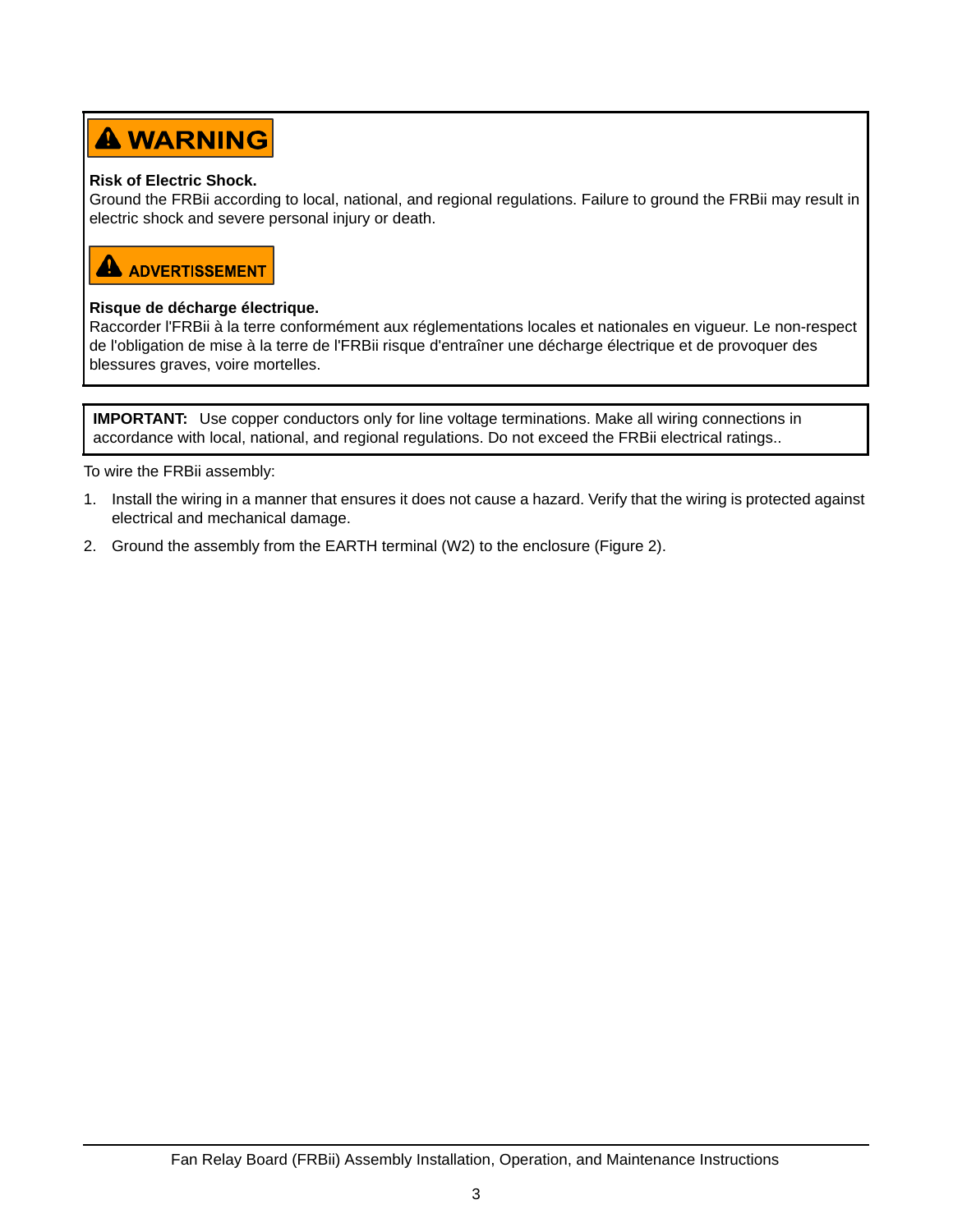**⚠ WARNING**

**Risk of Electric Shock.**
Ground the FRBii according to local, national, and regional regulations. Failure to ground the FRBii may result in electric shock and severe personal injury or death.

**⚠ ADVERTISSEMENT**

**Risque de décharge électrique.**
Raccorder l'FRBii à la terre conformément aux réglementations locales et nationales en vigueur. Le non-respect de l'obligation de mise à la terre de l'FRBii risque d'entraîner une décharge électrique et de provoquer des blessures graves, voire mortelles.

**IMPORTANT:** Use copper conductors only for line voltage terminations. Make all wiring connections in accordance with local, national, and regional regulations. Do not exceed the FRBii electrical ratings..

To wire the FRBii assembly:

1. Install the wiring in a manner that ensures it does not cause a hazard. Verify that the wiring is protected against electrical and mechanical damage.
2. Ground the assembly from the EARTH terminal (W2) to the enclosure (Figure 2).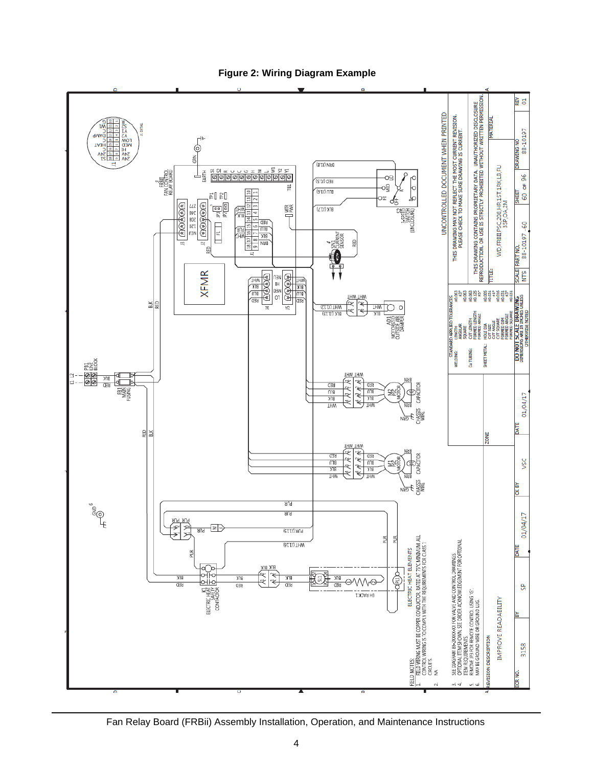**Figure 2: Wiring Diagram Example**

FIELD NOTES:

1. FIELD WIRING MUST BE COPPER CONDUCTOR, RATED AT 75°C MINIMUM. ALL CONTROL WIRING IS TO COMPLY WITH THE REQUIREMENTS FOR CLASS 1 CIRCUITS.
2. NA
3. SEE DIAGRAM 88-2XXXX-XX FOR VALVE AND CONTROL DRAWINGS.
4. OPTIONAL ITEM SHOWN, SEE ORDER ACKNOWLEDGEMENT FOR OPTIONAL ITEM REQUIREMENTS.
5. REMOVE JP3 FOR REMOTE CONTROL USING 'G'.
6. MAY BE GROUND WIRE OR GROUND LUG.

UNCONTROLLED DOCUMENT WHEN PRINTED

THIS DRAWING MAY NOT REFLECT THE MOST CURRENT REVISION. PLEASE CHECK TO MAKE SURE DRAWING IS CURRENT.

THIS DRAWING CONTAINS PROPRIETARY DATA. UNAUTHORIZED DISCLOSURE REPRODUCTION, OR USE IS STRICTLY PROHIBITED WITHOUT WRITTEN PERMISSION.

| REVISION DESCRIPTION | ZONE |
|---|---|
| IMPROVE READABILITY | |

| ECR NO. | BY | DATE | CK BY | DATE |
|---|---|---|---|---|
| 3158 | SP | 01/04/17 | VSC | 01/04/17 |

STANDARD APPLIED TOLERANCES — DO NOT SCALE DRAWING. DIMENSIONS ARE IN INCHES UNLESS OTHERWISE NOTED.

| TITLE: | WD, FRBII PSC 208, HR, 1ST, 1RK, LB, FU 3SP, OA, 2M |
|---|---|
| MATERIAL | |
| SCALE | NTS |
| PART NO. | 88-10197_60 |
| SHEET | 60 OF 96 |
| DRAWING NO | 88-10197 |
| REV | 01 |

Fan Relay Board (FRBii) Assembly Installation, Operation, and Maintenance Instructions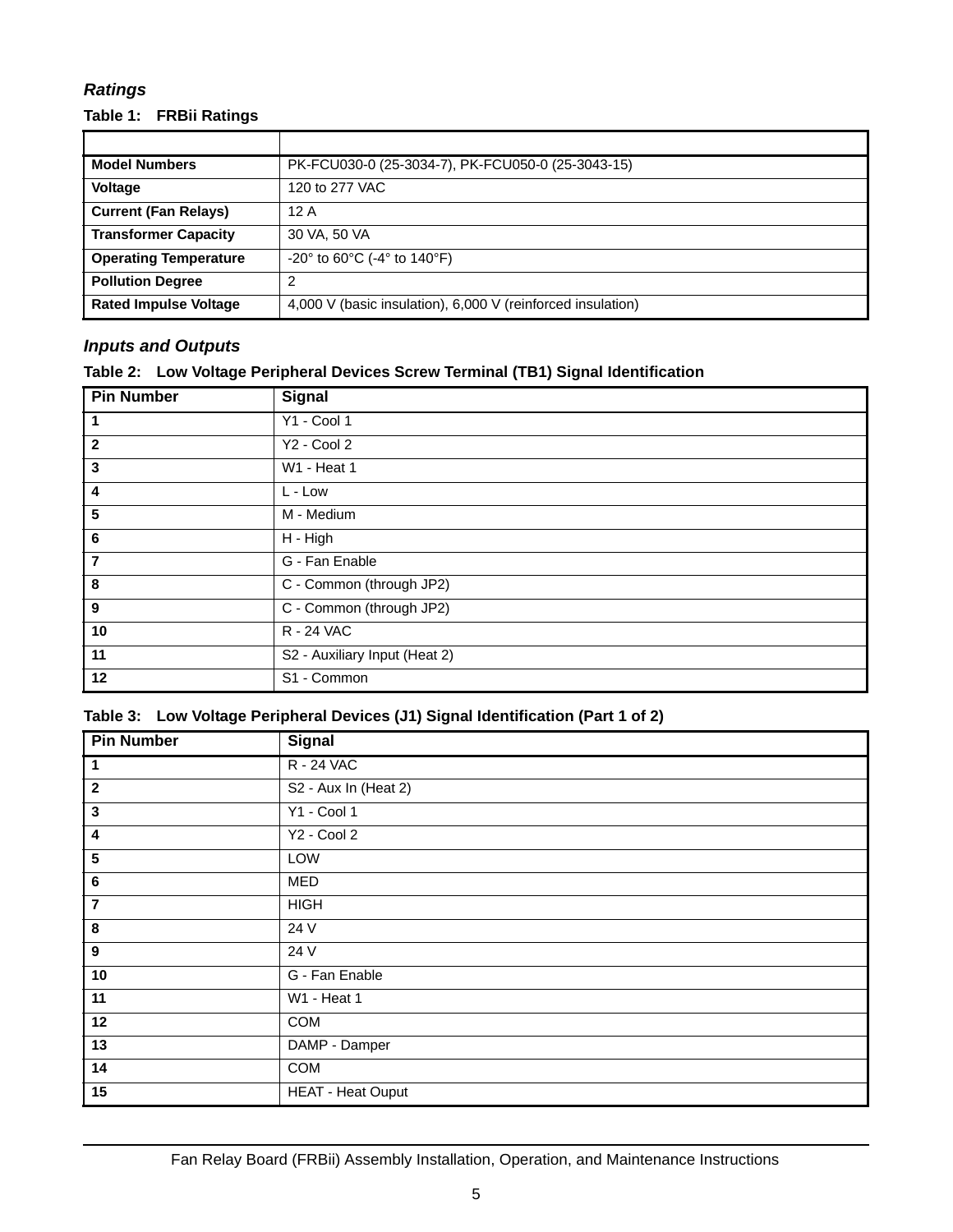### *Ratings*

**Table 1: FRBii Ratings**

| | |
|---|---|
| **Model Numbers** | PK-FCU030-0 (25-3034-7), PK-FCU050-0 (25-3043-15) |
| **Voltage** | 120 to 277 VAC |
| **Current (Fan Relays)** | 12 A |
| **Transformer Capacity** | 30 VA, 50 VA |
| **Operating Temperature** | -20° to 60°C (-4° to 140°F) |
| **Pollution Degree** | 2 |
| **Rated Impulse Voltage** | 4,000 V (basic insulation), 6,000 V (reinforced insulation) |

### *Inputs and Outputs*

**Table 2: Low Voltage Peripheral Devices Screw Terminal (TB1) Signal Identification**

| Pin Number | Signal |
|---|---|
| **1** | Y1 - Cool 1 |
| **2** | Y2 - Cool 2 |
| **3** | W1 - Heat 1 |
| **4** | L - Low |
| **5** | M - Medium |
| **6** | H - High |
| **7** | G - Fan Enable |
| **8** | C - Common (through JP2) |
| **9** | C - Common (through JP2) |
| **10** | R - 24 VAC |
| **11** | S2 - Auxiliary Input (Heat 2) |
| **12** | S1 - Common |

**Table 3: Low Voltage Peripheral Devices (J1) Signal Identification (Part 1 of 2)**

| Pin Number | Signal |
|---|---|
| **1** | R - 24 VAC |
| **2** | S2 - Aux In (Heat 2) |
| **3** | Y1 - Cool 1 |
| **4** | Y2 - Cool 2 |
| **5** | LOW |
| **6** | MED |
| **7** | HIGH |
| **8** | 24 V |
| **9** | 24 V |
| **10** | G - Fan Enable |
| **11** | W1 - Heat 1 |
| **12** | COM |
| **13** | DAMP - Damper |
| **14** | COM |
| **15** | HEAT - Heat Ouput |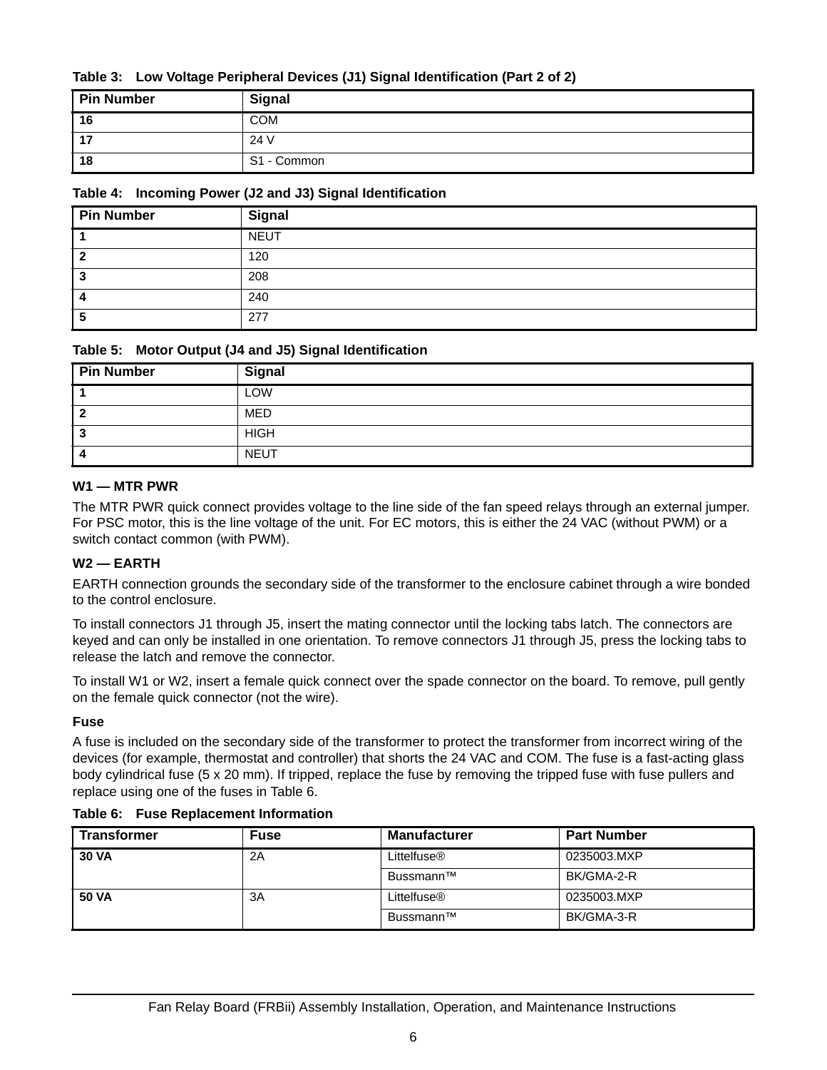**Table 3: Low Voltage Peripheral Devices (J1) Signal Identification (Part 2 of 2)**

| Pin Number | Signal |
|---|---|
| **16** | COM |
| **17** | 24 V |
| **18** | S1 - Common |

**Table 4: Incoming Power (J2 and J3) Signal Identification**

| Pin Number | Signal |
|---|---|
| **1** | NEUT |
| **2** | 120 |
| **3** | 208 |
| **4** | 240 |
| **5** | 277 |

**Table 5: Motor Output (J4 and J5) Signal Identification**

| Pin Number | Signal |
|---|---|
| **1** | LOW |
| **2** | MED |
| **3** | HIGH |
| **4** | NEUT |

### W1 — MTR PWR

The MTR PWR quick connect provides voltage to the line side of the fan speed relays through an external jumper. For PSC motor, this is the line voltage of the unit. For EC motors, this is either the 24 VAC (without PWM) or a switch contact common (with PWM).

### W2 — EARTH

EARTH connection grounds the secondary side of the transformer to the enclosure cabinet through a wire bonded to the control enclosure.

To install connectors J1 through J5, insert the mating connector until the locking tabs latch. The connectors are keyed and can only be installed in one orientation. To remove connectors J1 through J5, press the locking tabs to release the latch and remove the connector.

To install W1 or W2, insert a female quick connect over the spade connector on the board. To remove, pull gently on the female quick connector (not the wire).

### Fuse

A fuse is included on the secondary side of the transformer to protect the transformer from incorrect wiring of the devices (for example, thermostat and controller) that shorts the 24 VAC and COM. The fuse is a fast-acting glass body cylindrical fuse (5 x 20 mm). If tripped, replace the fuse by removing the tripped fuse with fuse pullers and replace using one of the fuses in Table 6.

**Table 6: Fuse Replacement Information**

| Transformer | Fuse | Manufacturer | Part Number |
|---|---|---|---|
| **30 VA** | 2A | Littelfuse® | 0235003.MXP |
| | | Bussmann™ | BK/GMA-2-R |
| **50 VA** | 3A | Littelfuse® | 0235003.MXP |
| | | Bussmann™ | BK/GMA-3-R |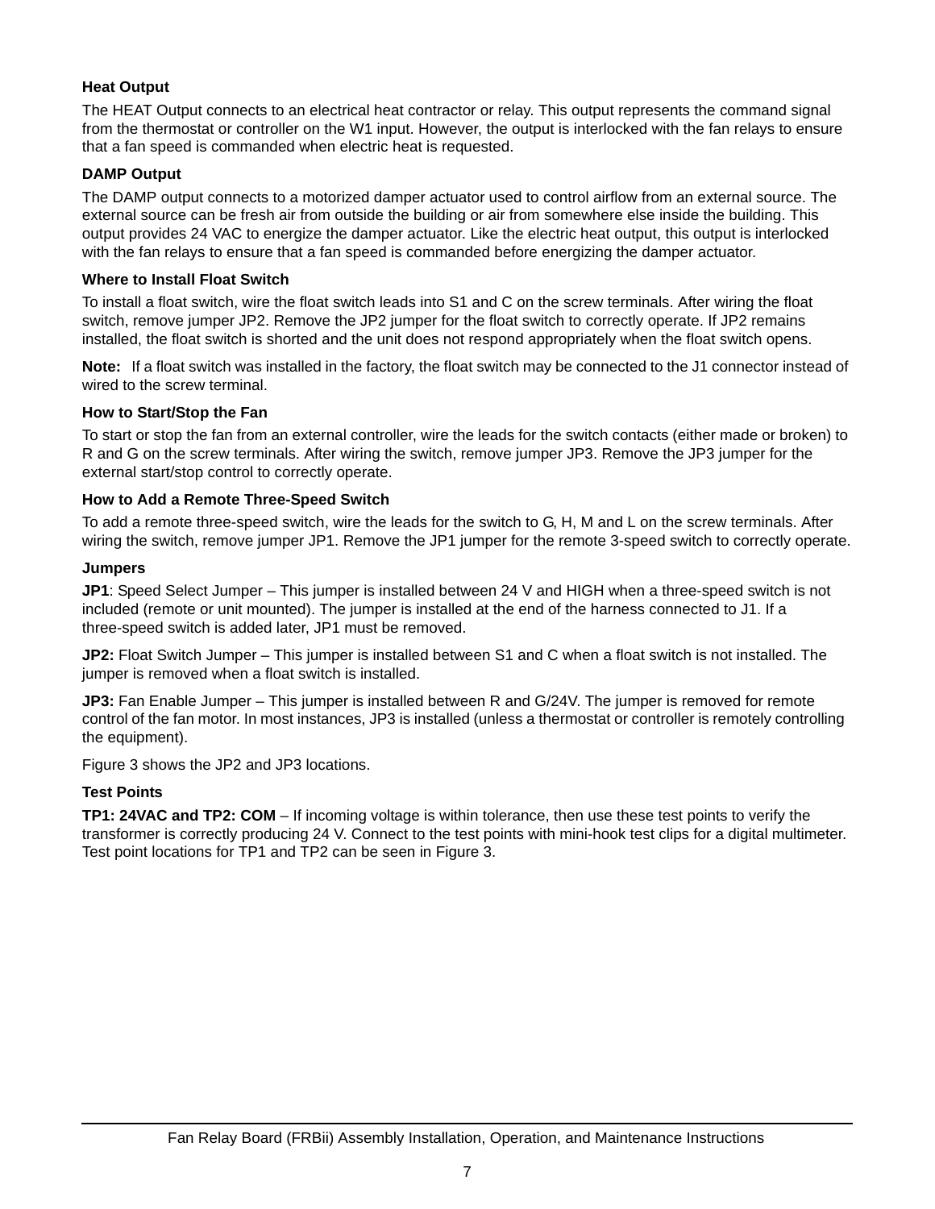### Heat Output

The HEAT Output connects to an electrical heat contractor or relay. This output represents the command signal from the thermostat or controller on the W1 input. However, the output is interlocked with the fan relays to ensure that a fan speed is commanded when electric heat is requested.

### DAMP Output

The DAMP output connects to a motorized damper actuator used to control airflow from an external source. The external source can be fresh air from outside the building or air from somewhere else inside the building. This output provides 24 VAC to energize the damper actuator. Like the electric heat output, this output is interlocked with the fan relays to ensure that a fan speed is commanded before energizing the damper actuator.

### Where to Install Float Switch

To install a float switch, wire the float switch leads into S1 and C on the screw terminals. After wiring the float switch, remove jumper JP2. Remove the JP2 jumper for the float switch to correctly operate. If JP2 remains installed, the float switch is shorted and the unit does not respond appropriately when the float switch opens.

**Note:** If a float switch was installed in the factory, the float switch may be connected to the J1 connector instead of wired to the screw terminal.

### How to Start/Stop the Fan

To start or stop the fan from an external controller, wire the leads for the switch contacts (either made or broken) to R and G on the screw terminals. After wiring the switch, remove jumper JP3. Remove the JP3 jumper for the external start/stop control to correctly operate.

### How to Add a Remote Three-Speed Switch

To add a remote three-speed switch, wire the leads for the switch to G, H, M and L on the screw terminals. After wiring the switch, remove jumper JP1. Remove the JP1 jumper for the remote 3-speed switch to correctly operate.

### Jumpers

**JP1**: Speed Select Jumper – This jumper is installed between 24 V and HIGH when a three-speed switch is not included (remote or unit mounted). The jumper is installed at the end of the harness connected to J1. If a three-speed switch is added later, JP1 must be removed.

**JP2:** Float Switch Jumper – This jumper is installed between S1 and C when a float switch is not installed. The jumper is removed when a float switch is installed.

**JP3:** Fan Enable Jumper – This jumper is installed between R and G/24V. The jumper is removed for remote control of the fan motor. In most instances, JP3 is installed (unless a thermostat or controller is remotely controlling the equipment).

Figure 3 shows the JP2 and JP3 locations.

### Test Points

**TP1: 24VAC and TP2: COM** – If incoming voltage is within tolerance, then use these test points to verify the transformer is correctly producing 24 V. Connect to the test points with mini-hook test clips for a digital multimeter. Test point locations for TP1 and TP2 can be seen in Figure 3.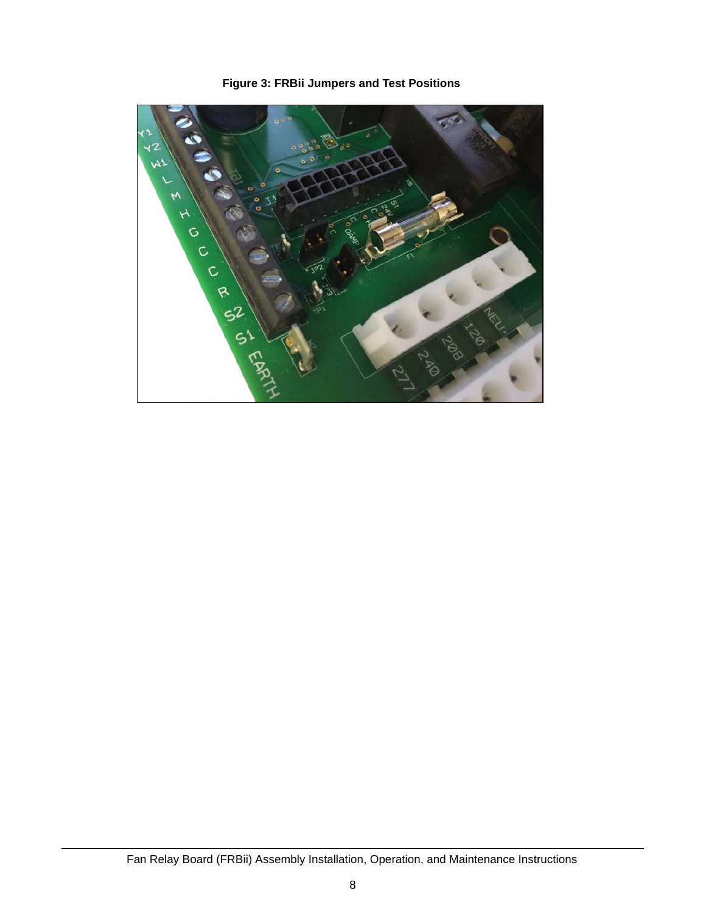**Figure 3: FRBii Jumpers and Test Positions**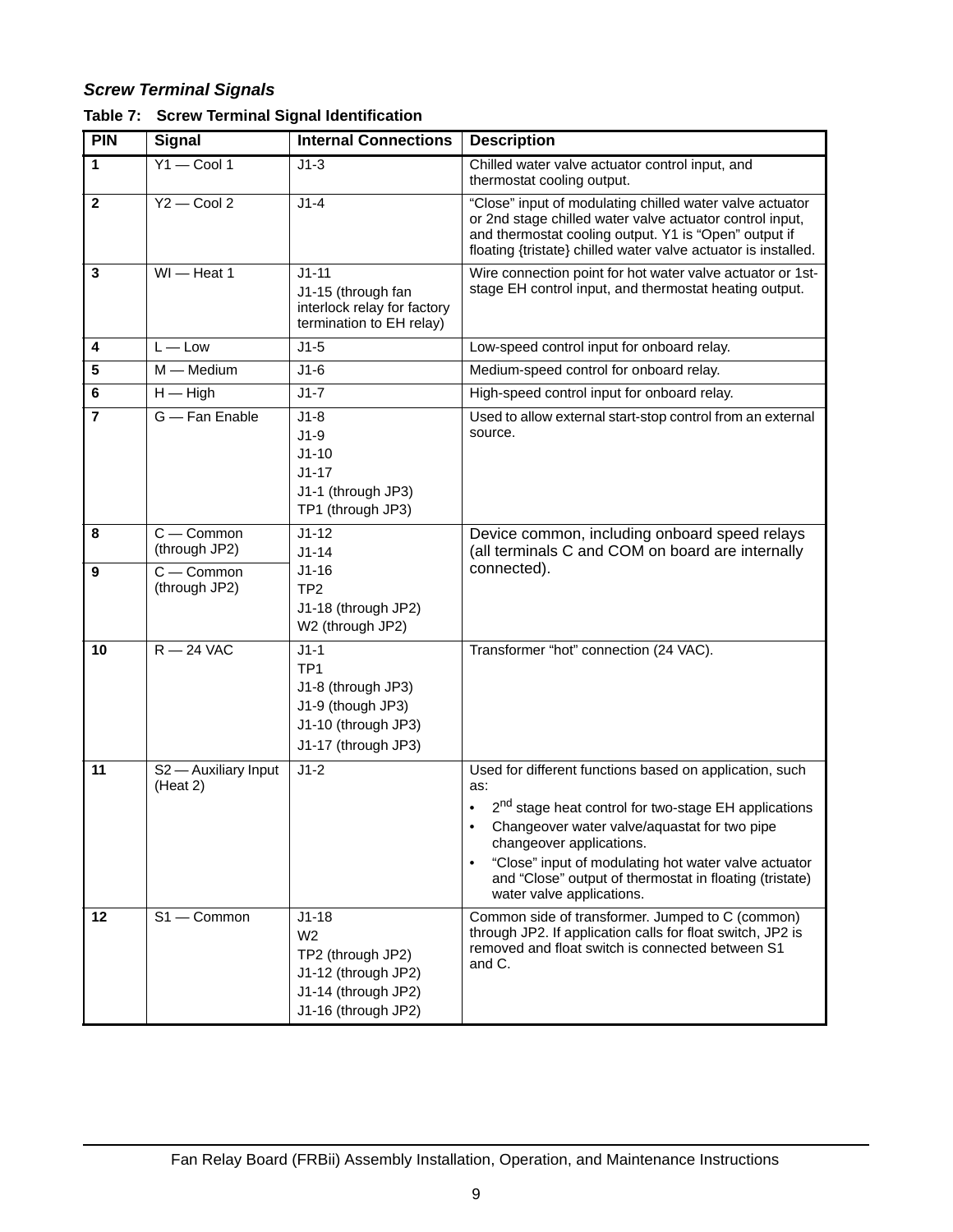### Screw Terminal Signals

**Table 7: Screw Terminal Signal Identification**

| PIN | Signal | Internal Connections | Description |
|---|---|---|---|
| 1 | Y1 — Cool 1 | J1-3 | Chilled water valve actuator control input, and thermostat cooling output. |
| 2 | Y2 — Cool 2 | J1-4 | “Close” input of modulating chilled water valve actuator or 2nd stage chilled water valve actuator control input, and thermostat cooling output. Y1 is “Open” output if floating {tristate} chilled water valve actuator is installed. |
| 3 | WI — Heat 1 | J1-11<br>J1-15 (through fan interlock relay for factory termination to EH relay) | Wire connection point for hot water valve actuator or 1st-stage EH control input, and thermostat heating output. |
| 4 | L — Low | J1-5 | Low-speed control input for onboard relay. |
| 5 | M — Medium | J1-6 | Medium-speed control for onboard relay. |
| 6 | H — High | J1-7 | High-speed control input for onboard relay. |
| 7 | G — Fan Enable | J1-8<br>J1-9<br>J1-10<br>J1-17<br>J1-1 (through JP3)<br>TP1 (through JP3) | Used to allow external start-stop control from an external source. |
| 8 | C — Common (through JP2) | J1-12<br>J1-14<br>J1-16<br>TP2<br>J1-18 (through JP2)<br>W2 (through JP2) | Device common, including onboard speed relays (all terminals C and COM on board are internally connected). |
| 9 | C — Common (through JP2) | | |
| 10 | R — 24 VAC | J1-1<br>TP1<br>J1-8 (through JP3)<br>J1-9 (though JP3)<br>J1-10 (through JP3)<br>J1-17 (through JP3) | Transformer “hot” connection (24 VAC). |
| 11 | S2 — Auxiliary Input (Heat 2) | J1-2 | Used for different functions based on application, such as:<br>• 2nd stage heat control for two-stage EH applications<br>• Changeover water valve/aquastat for two pipe changeover applications.<br>• “Close” input of modulating hot water valve actuator and “Close” output of thermostat in floating (tristate) water valve applications. |
| 12 | S1 — Common | J1-18<br>W2<br>TP2 (through JP2)<br>J1-12 (through JP2)<br>J1-14 (through JP2)<br>J1-16 (through JP2) | Common side of transformer. Jumped to C (common) through JP2. If application calls for float switch, JP2 is removed and float switch is connected between S1 and C. |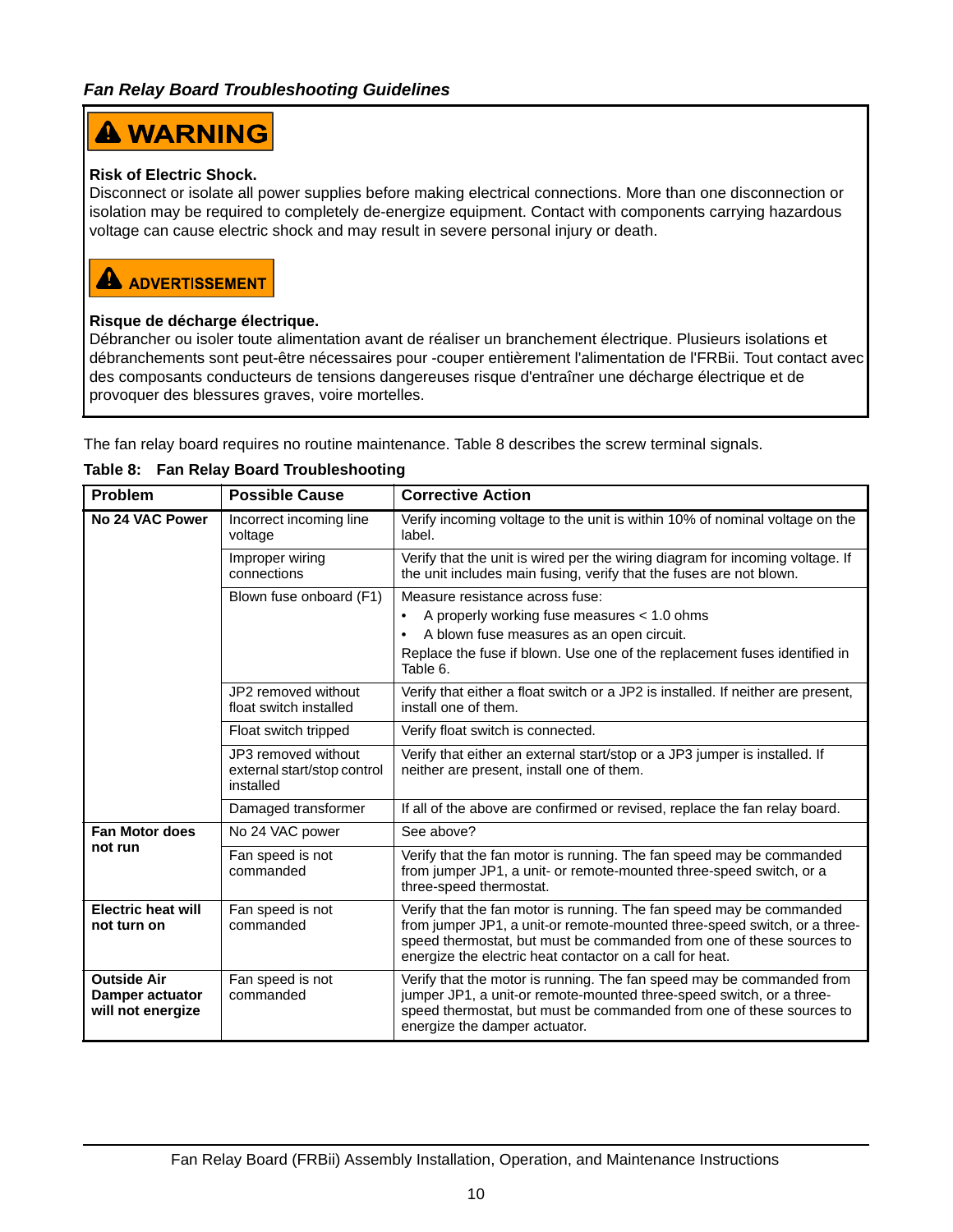### *Fan Relay Board Troubleshooting Guidelines*

**⚠ WARNING**

**Risk of Electric Shock.**
Disconnect or isolate all power supplies before making electrical connections. More than one disconnection or isolation may be required to completely de-energize equipment. Contact with components carrying hazardous voltage can cause electric shock and may result in severe personal injury or death.

**⚠ ADVERTISSEMENT**

**Risque de décharge électrique.**
Débrancher ou isoler toute alimentation avant de réaliser un branchement électrique. Plusieurs isolations et débranchements sont peut-être nécessaires pour -couper entièrement l'alimentation de l'FRBii. Tout contact avec des composants conducteurs de tensions dangereuses risque d'entraîner une décharge électrique et de provoquer des blessures graves, voire mortelles.

The fan relay board requires no routine maintenance. Table 8 describes the screw terminal signals.

**Table 8: Fan Relay Board Troubleshooting**

| Problem | Possible Cause | Corrective Action |
|---|---|---|
| **No 24 VAC Power** | Incorrect incoming line voltage | Verify incoming voltage to the unit is within 10% of nominal voltage on the label. |
| | Improper wiring connections | Verify that the unit is wired per the wiring diagram for incoming voltage. If the unit includes main fusing, verify that the fuses are not blown. |
| | Blown fuse onboard (F1) | Measure resistance across fuse:<br>• A properly working fuse measures < 1.0 ohms<br>• A blown fuse measures as an open circuit.<br>Replace the fuse if blown. Use one of the replacement fuses identified in Table 6. |
| | JP2 removed without float switch installed | Verify that either a float switch or a JP2 is installed. If neither are present, install one of them. |
| | Float switch tripped | Verify float switch is connected. |
| | JP3 removed without external start/stop control installed | Verify that either an external start/stop or a JP3 jumper is installed. If neither are present, install one of them. |
| | Damaged transformer | If all of the above are confirmed or revised, replace the fan relay board. |
| **Fan Motor does not run** | No 24 VAC power | See above? |
| | Fan speed is not commanded | Verify that the fan motor is running. The fan speed may be commanded from jumper JP1, a unit- or remote-mounted three-speed switch, or a three-speed thermostat. |
| **Electric heat will not turn on** | Fan speed is not commanded | Verify that the fan motor is running. The fan speed may be commanded from jumper JP1, a unit-or remote-mounted three-speed switch, or a three-speed thermostat, but must be commanded from one of these sources to energize the electric heat contactor on a call for heat. |
| **Outside Air Damper actuator will not energize** | Fan speed is not commanded | Verify that the motor is running. The fan speed may be commanded from jumper JP1, a unit-or remote-mounted three-speed switch, or a three-speed thermostat, but must be commanded from one of these sources to energize the damper actuator. |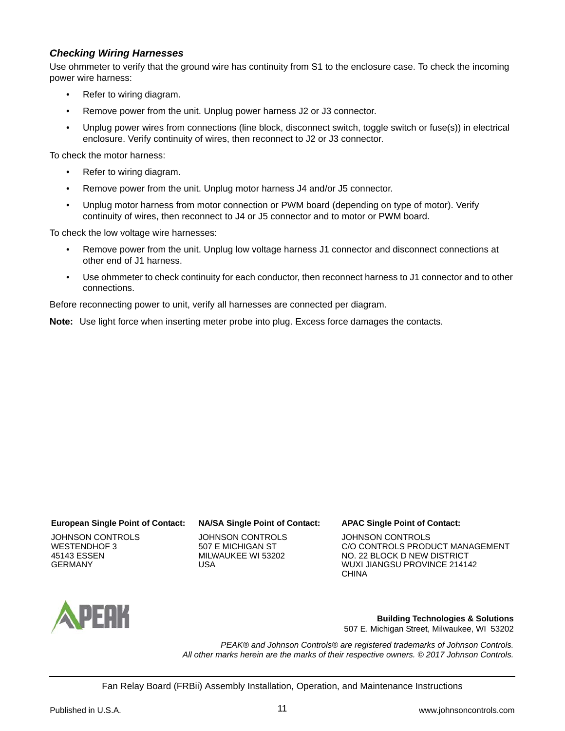### *Checking Wiring Harnesses*

Use ohmmeter to verify that the ground wire has continuity from S1 to the enclosure case. To check the incoming power wire harness:

- Refer to wiring diagram.
- Remove power from the unit. Unplug power harness J2 or J3 connector.
- Unplug power wires from connections (line block, disconnect switch, toggle switch or fuse(s)) in electrical enclosure. Verify continuity of wires, then reconnect to J2 or J3 connector.

To check the motor harness:

- Refer to wiring diagram.
- Remove power from the unit. Unplug motor harness J4 and/or J5 connector.
- Unplug motor harness from motor connection or PWM board (depending on type of motor). Verify continuity of wires, then reconnect to J4 or J5 connector and to motor or PWM board.

To check the low voltage wire harnesses:

- Remove power from the unit. Unplug low voltage harness J1 connector and disconnect connections at other end of J1 harness.
- Use ohmmeter to check continuity for each conductor, then reconnect harness to J1 connector and to other connections.

Before reconnecting power to unit, verify all harnesses are connected per diagram.

**Note:** Use light force when inserting meter probe into plug. Excess force damages the contacts.

**European Single Point of Contact:**

JOHNSON CONTROLS
WESTENDHOF 3
45143 ESSEN
GERMANY

**NA/SA Single Point of Contact:**

JOHNSON CONTROLS
507 E MICHIGAN ST
MILWAUKEE WI 53202
USA

**APAC Single Point of Contact:**

JOHNSON CONTROLS
C/O CONTROLS PRODUCT MANAGEMENT
NO. 22 BLOCK D NEW DISTRICT
WUXI JIANGSU PROVINCE 214142
CHINA

PEAK

**Building Technologies & Solutions**
507 E. Michigan Street, Milwaukee, WI 53202

*PEAK® and Johnson Controls® are registered trademarks of Johnson Controls.*
*All other marks herein are the marks of their respective owners. © 2017 Johnson Controls.*

Fan Relay Board (FRBii) Assembly Installation, Operation, and Maintenance Instructions

Published in U.S.A. www.johnsoncontrols.com